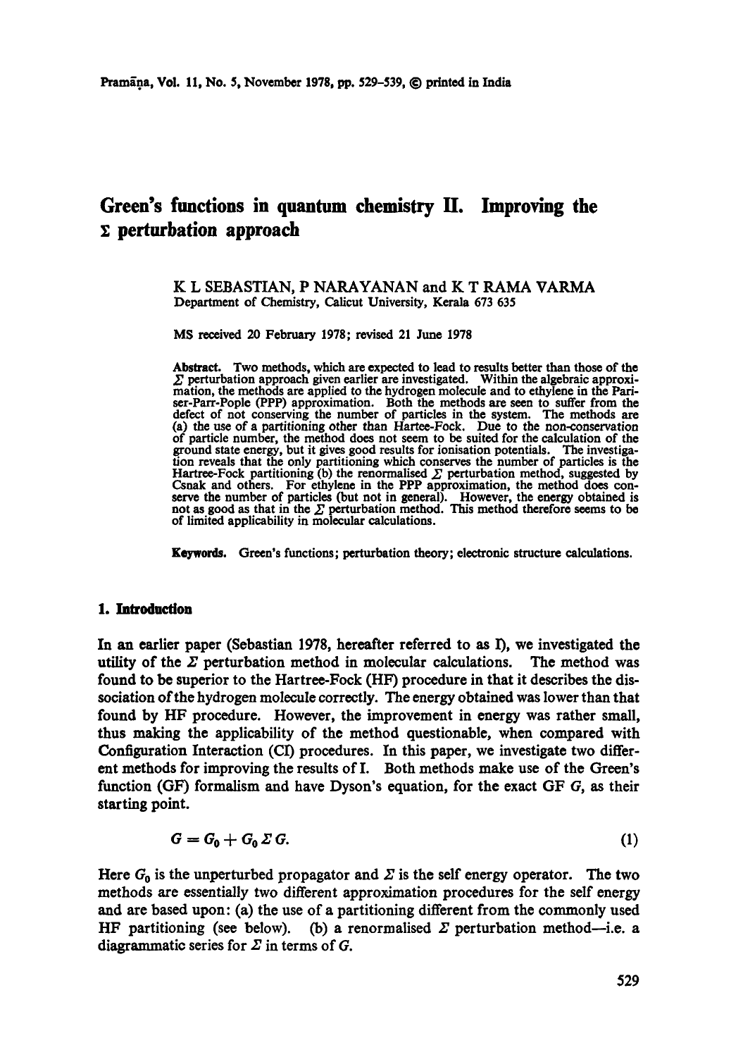# Green's functions in quantum chemistry II. Improving the $\Sigma$ perturbation approach

K L SEBASTIAN, P NARAYANAN and K T RAMA VARMA
Department of Chemistry, Calicut University, Kerala 673 635

MS received 20 February 1978; revised 21 June 1978

**Abstract.** Two methods, which are expected to lead to results better than those of the $\Sigma$ perturbation approach given earlier are investigated. Within the algebraic approximation, the methods are applied to the hydrogen molecule and to ethylene in the Pariser-Parr-Pople (PPP) approximation. Both the methods are seen to suffer from the defect of not conserving the number of particles in the system. The methods are (a) the use of a partitioning other than Hartee-Fock. Due to the non-conservation of particle number, the method does not seem to be suited for the calculation of the ground state energy, but it gives good results for ionisation potentials. The investigation reveals that the only partitioning which conserves the number of particles is the Hartree-Fock partitioning (b) the renormalised $\Sigma$ perturbation method, suggested by Csnak and others. For ethylene in the PPP approximation, the method does conserve the number of particles (but not in general). However, the energy obtained is not as good as that in the $\Sigma$ perturbation method. This method therefore seems to be of limited applicability in molecular calculations.

**Keywords.** Green's functions; perturbation theory; electronic structure calculations.

## 1. Introduction

In an earlier paper (Sebastian 1978, hereafter referred to as I), we investigated the utility of the $\Sigma$ perturbation method in molecular calculations. The method was found to be superior to the Hartree-Fock (HF) procedure in that it describes the dissociation of the hydrogen molecule correctly. The energy obtained was lower than that found by HF procedure. However, the improvement in energy was rather small, thus making the applicability of the method questionable, when compared with Configuration Interaction (CI) procedures. In this paper, we investigate two different methods for improving the results of I. Both methods make use of the Green's function (GF) formalism and have Dyson's equation, for the exact GF $G$, as their starting point.

$$G = G_0 + G_0 \Sigma G. \tag{1}$$

Here $G_0$ is the unperturbed propagator and $\Sigma$ is the self energy operator. The two methods are essentially two different approximation procedures for the self energy and are based upon: (a) the use of a partitioning different from the commonly used HF partitioning (see below). (b) a renormalised $\Sigma$ perturbation method—i.e. a diagrammatic series for $\Sigma$ in terms of $G$.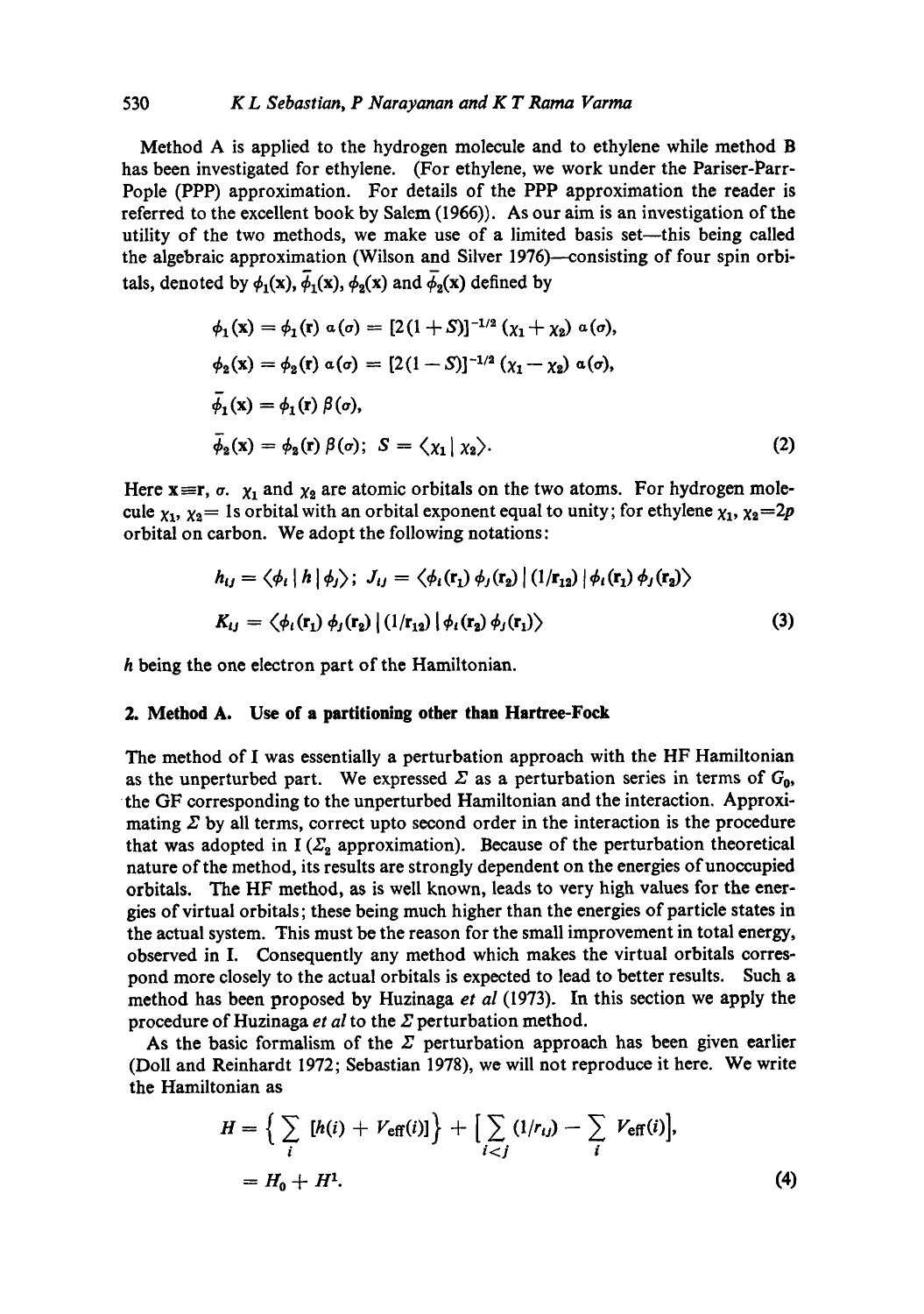Method A is applied to the hydrogen molecule and to ethylene while method B has been investigated for ethylene. (For ethylene, we work under the Pariser-Parr-Pople (PPP) approximation. For details of the PPP approximation the reader is referred to the excellent book by Salem (1966)). As our aim is an investigation of the utility of the two methods, we make use of a limited basis set—this being called the algebraic approximation (Wilson and Silver 1976)—consisting of four spin orbitals, denoted by $\phi_1(\mathbf{x})$, $\bar{\phi}_1(\mathbf{x})$, $\phi_2(\mathbf{x})$ and $\bar{\phi}_2(\mathbf{x})$ defined by

$$
\begin{aligned}
\phi_1(\mathbf{x}) &= \phi_1(\mathbf{r})\,\alpha(\sigma) = [2(1+S)]^{-1/2}\,(\chi_1+\chi_2)\,\alpha(\sigma),\\
\phi_2(\mathbf{x}) &= \phi_2(\mathbf{r})\,\alpha(\sigma) = [2(1-S)]^{-1/2}\,(\chi_1-\chi_2)\,\alpha(\sigma),\\
\bar{\phi}_1(\mathbf{x}) &= \phi_1(\mathbf{r})\,\beta(\sigma),\\
\bar{\phi}_2(\mathbf{x}) &= \phi_2(\mathbf{r})\,\beta(\sigma);\; S = \langle \chi_1 | \chi_2 \rangle.
\end{aligned} \tag{2}
$$

Here $\mathbf{x} \equiv \mathbf{r}, \sigma$. $\chi_1$ and $\chi_2$ are atomic orbitals on the two atoms. For hydrogen molecule $\chi_1$, $\chi_2 =$ 1s orbital with an orbital exponent equal to unity; for ethylene $\chi_1$, $\chi_2 = 2p$ orbital on carbon. We adopt the following notations:

$$
\begin{aligned}
h_{ij} &= \langle \phi_i | h | \phi_j \rangle;\; J_{ij} = \langle \phi_i(\mathbf{r}_1)\,\phi_j(\mathbf{r}_2)\,|\,(1/\mathbf{r}_{12})\,|\,\phi_i(\mathbf{r}_1)\,\phi_j(\mathbf{r}_2)\rangle\\
K_{ij} &= \langle \phi_i(\mathbf{r}_1)\,\phi_j(\mathbf{r}_2)\,|\,(1/\mathbf{r}_{12})\,|\,\phi_i(\mathbf{r}_2)\,\phi_j(\mathbf{r}_1)\rangle
\end{aligned} \tag{3}
$$

$h$ being the one electron part of the Hamiltonian.

## 2. Method A. Use of a partitioning other than Hartree-Fock

The method of I was essentially a perturbation approach with the HF Hamiltonian as the unperturbed part. We expressed $\Sigma$ as a perturbation series in terms of $G_0$, the GF corresponding to the unperturbed Hamiltonian and the interaction. Approximating $\Sigma$ by all terms, correct upto second order in the interaction is the procedure that was adopted in I ($\Sigma_2$ approximation). Because of the perturbation theoretical nature of the method, its results are strongly dependent on the energies of unoccupied orbitals. The HF method, as is well known, leads to very high values for the energies of virtual orbitals; these being much higher than the energies of particle states in the actual system. This must be the reason for the small improvement in total energy, observed in I. Consequently any method which makes the virtual orbitals correspond more closely to the actual orbitals is expected to lead to better results. Such a method has been proposed by Huzinaga *et al* (1973). In this section we apply the procedure of Huzinaga *et al* to the $\Sigma$ perturbation method.

As the basic formalism of the $\Sigma$ perturbation approach has been given earlier (Doll and Reinhardt 1972; Sebastian 1978), we will not reproduce it here. We write the Hamiltonian as

$$
\begin{aligned}
H &= \Big\{ \sum_i [h(i) + V_{\text{eff}}(i)] \Big\} + \Big[ \sum_{i<j} (1/r_{ij}) - \sum_i V_{\text{eff}}(i) \Big],\\
&= H_0 + H^1.
\end{aligned} \tag{4}
$$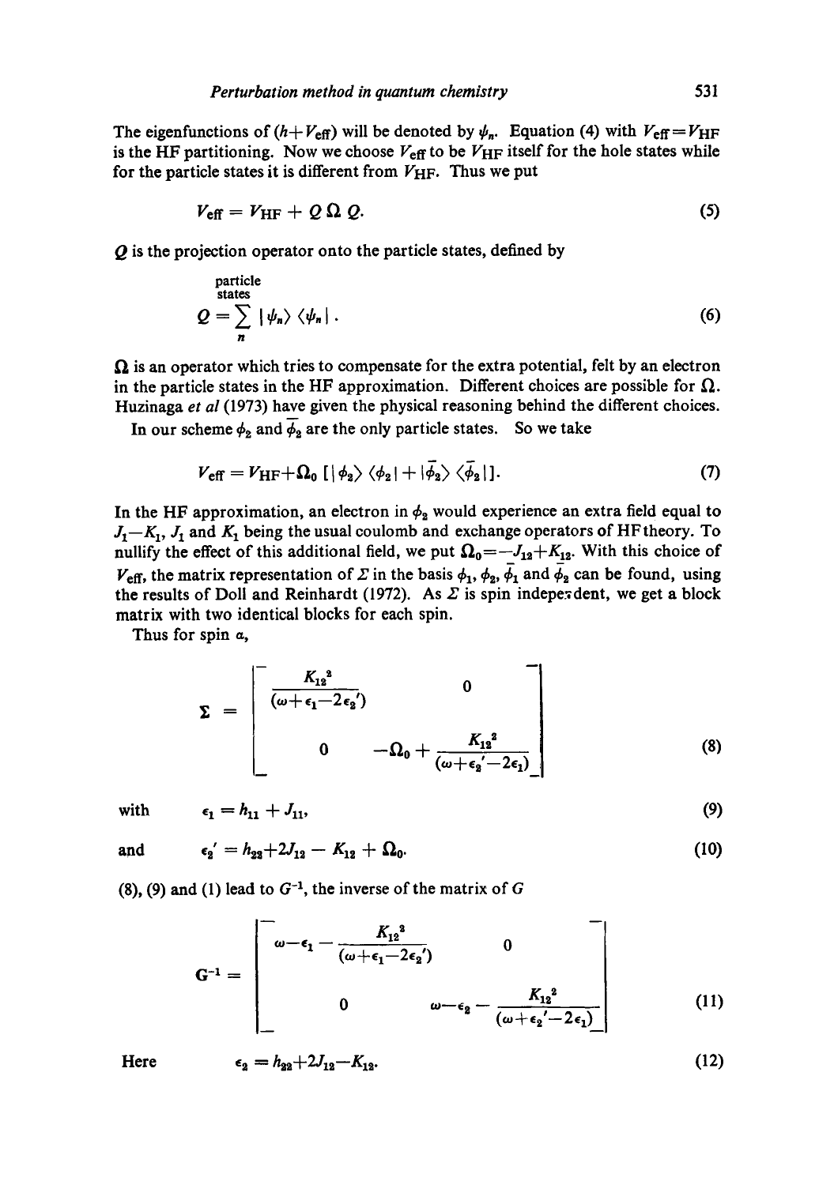The eigenfunctions of $(h+V_{\text{eff}})$ will be denoted by $\psi_n$. Equation (4) with $V_{\text{eff}}=V_{\text{HF}}$ is the HF partitioning. Now we choose $V_{\text{eff}}$ to be $V_{\text{HF}}$ itself for the hole states while for the particle states it is different from $V_{\text{HF}}$. Thus we put

$$V_{\text{eff}} = V_{\text{HF}} + Q\,\Omega\,Q. \tag{5}$$

$Q$ is the projection operator onto the particle states, defined by

$$Q = \sum_{n}^{\substack{\text{particle}\\\text{states}}} |\psi_n\rangle\langle\psi_n|. \tag{6}$$

$\Omega$ is an operator which tries to compensate for the extra potential, felt by an electron in the particle states in the HF approximation. Different choices are possible for $\Omega$. Huzinaga *et al* (1973) have given the physical reasoning behind the different choices.

In our scheme $\phi_2$ and $\bar{\phi}_2$ are the only particle states. So we take

$$V_{\text{eff}} = V_{\text{HF}} + \Omega_0\,[\,|\phi_2\rangle\langle\phi_2| + |\bar{\phi}_2\rangle\langle\bar{\phi}_2|\,]. \tag{7}$$

In the HF approximation, an electron in $\phi_2$ would experience an extra field equal to $J_1-K_1$, $J_1$ and $K_1$ being the usual coulomb and exchange operators of HF theory. To nullify the effect of this additional field, we put $\Omega_0=-J_{12}+K_{12}$. With this choice of $V_{\text{eff}}$, the matrix representation of $\Sigma$ in the basis $\phi_1$, $\phi_2$, $\bar{\phi}_1$ and $\bar{\phi}_2$ can be found, using the results of Doll and Reinhardt (1972). As $\Sigma$ is spin independent, we get a block matrix with two identical blocks for each spin.

Thus for spin $\alpha$,

$$\Sigma = \begin{bmatrix} \dfrac{K_{12}^2}{(\omega+\epsilon_1-2\epsilon_2')} & 0 \\ 0 & -\Omega_0 + \dfrac{K_{12}^2}{(\omega+\epsilon_2'-2\epsilon_1)} \end{bmatrix} \tag{8}$$

with
$$\epsilon_1 = h_{11} + J_{11}, \tag{9}$$

and
$$\epsilon_2' = h_{22}+2J_{12} - K_{12} + \Omega_0. \tag{10}$$

(8), (9) and (1) lead to $G^{-1}$, the inverse of the matrix of $G$

$$G^{-1} = \begin{bmatrix} \omega-\epsilon_1 - \dfrac{K_{12}^2}{(\omega+\epsilon_1-2\epsilon_2')} & 0 \\ 0 & \omega-\epsilon_2 - \dfrac{K_{12}^2}{(\omega+\epsilon_2'-2\epsilon_1)} \end{bmatrix} \tag{11}$$

Here
$$\epsilon_2 = h_{22}+2J_{12}-K_{12}. \tag{12}$$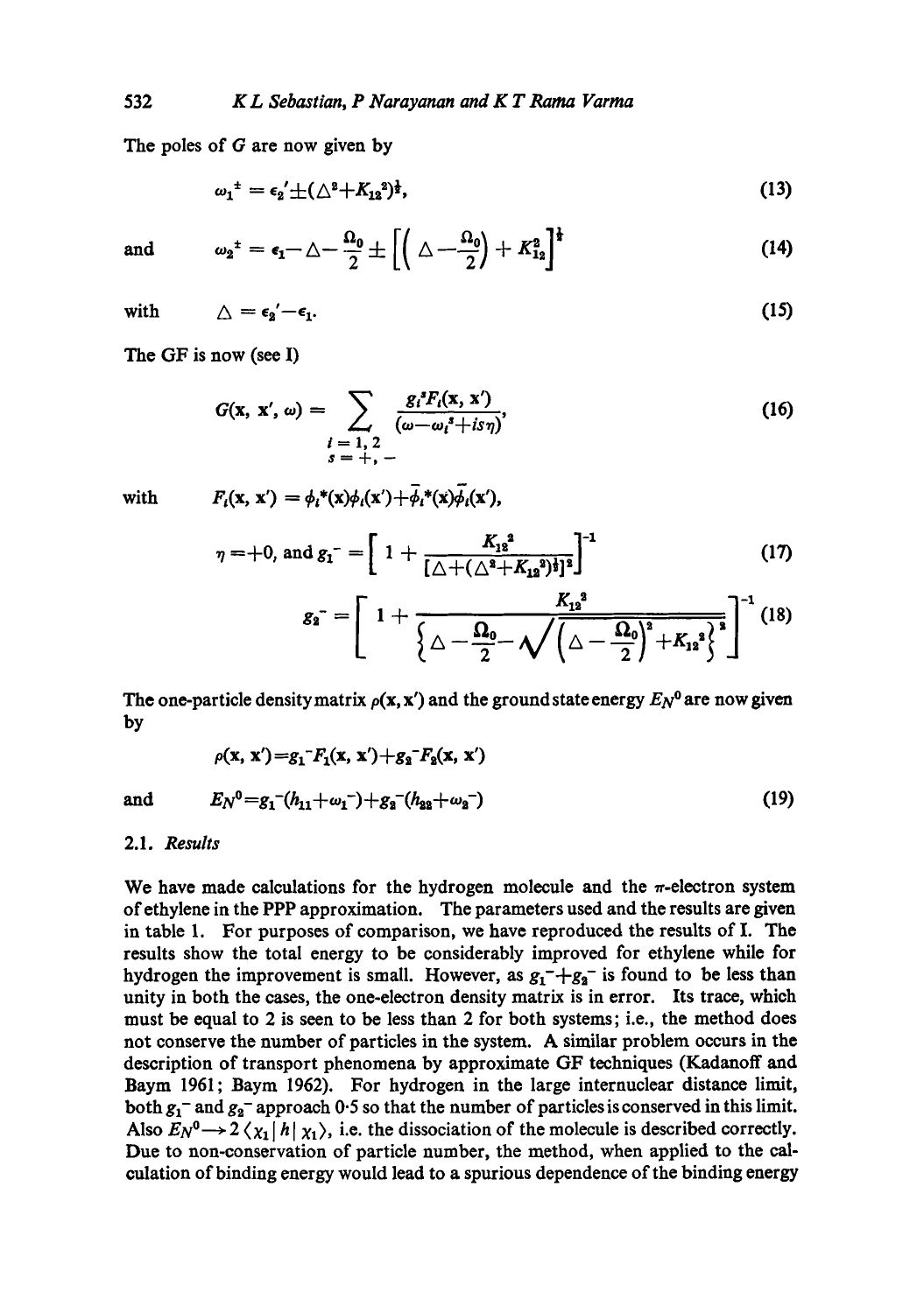The poles of $G$ are now given by

$$\omega_1^{\pm} = \epsilon_2' \pm (\triangle^2 + K_{12}^2)^{\frac{1}{2}}, \tag{13}$$

and

$$\omega_2^{\pm} = \epsilon_1 - \triangle - \frac{\Omega_0}{2} \pm \left[ \left( \triangle - \frac{\Omega_0}{2} \right) + K_{12}^2 \right]^{\frac{1}{2}} \tag{14}$$

with

$$\triangle = \epsilon_2' - \epsilon_1. \tag{15}$$

The GF is now (see I)

$$G(\mathbf{x}, \mathbf{x}', \omega) = \sum_{\substack{i=1,2 \\ s=+,-}} \frac{g_i^s F_i(\mathbf{x}, \mathbf{x}')}{(\omega - \omega_i^s + is\eta)}, \tag{16}$$

with

$$F_i(\mathbf{x}, \mathbf{x}') = \phi_i^*(\mathbf{x})\phi_i(\mathbf{x}') + \bar{\phi}_i^*(\mathbf{x})\bar{\phi}_i(\mathbf{x}'),$$

$$\eta = +0, \text{ and } g_1^- = \left[ 1 + \frac{K_{12}^2}{[\triangle + (\triangle^2 + K_{12}^2)^{\frac{1}{2}}]^2} \right]^{-1} \tag{17}$$

$$g_2^- = \left[ 1 + \frac{K_{12}^2}{\left\{ \triangle - \frac{\Omega_0}{2} - \sqrt{\left( \triangle - \frac{\Omega_0}{2} \right)^2 + K_{12}^2} \right\}^2} \right]^{-1} \tag{18}$$

The one-particle density matrix $\rho(\mathbf{x}, \mathbf{x}')$ and the ground state energy $E_N^0$ are now given by

$$\rho(\mathbf{x}, \mathbf{x}') = g_1^- F_1(\mathbf{x}, \mathbf{x}') + g_2^- F_2(\mathbf{x}, \mathbf{x}')$$

and

$$E_N^0 = g_1^-(h_{11} + \omega_1^-) + g_2^-(h_{22} + \omega_2^-) \tag{19}$$

### 2.1. *Results*

We have made calculations for the hydrogen molecule and the $\pi$-electron system of ethylene in the PPP approximation. The parameters used and the results are given in table 1. For purposes of comparison, we have reproduced the results of I. The results show the total energy to be considerably improved for ethylene while for hydrogen the improvement is small. However, as $g_1^- + g_2^-$ is found to be less than unity in both the cases, the one-electron density matrix is in error. Its trace, which must be equal to 2 is seen to be less than 2 for both systems; i.e., the method does not conserve the number of particles in the system. A similar problem occurs in the description of transport phenomena by approximate GF techniques (Kadanoff and Baym 1961; Baym 1962). For hydrogen in the large internuclear distance limit, both $g_1^-$ and $g_2^-$ approach 0·5 so that the number of particles is conserved in this limit. Also $E_N^0 \rightarrow 2\langle \chi_1 | h | \chi_1 \rangle$, i.e. the dissociation of the molecule is described correctly. Due to non-conservation of particle number, the method, when applied to the calculation of binding energy would lead to a spurious dependence of the binding energy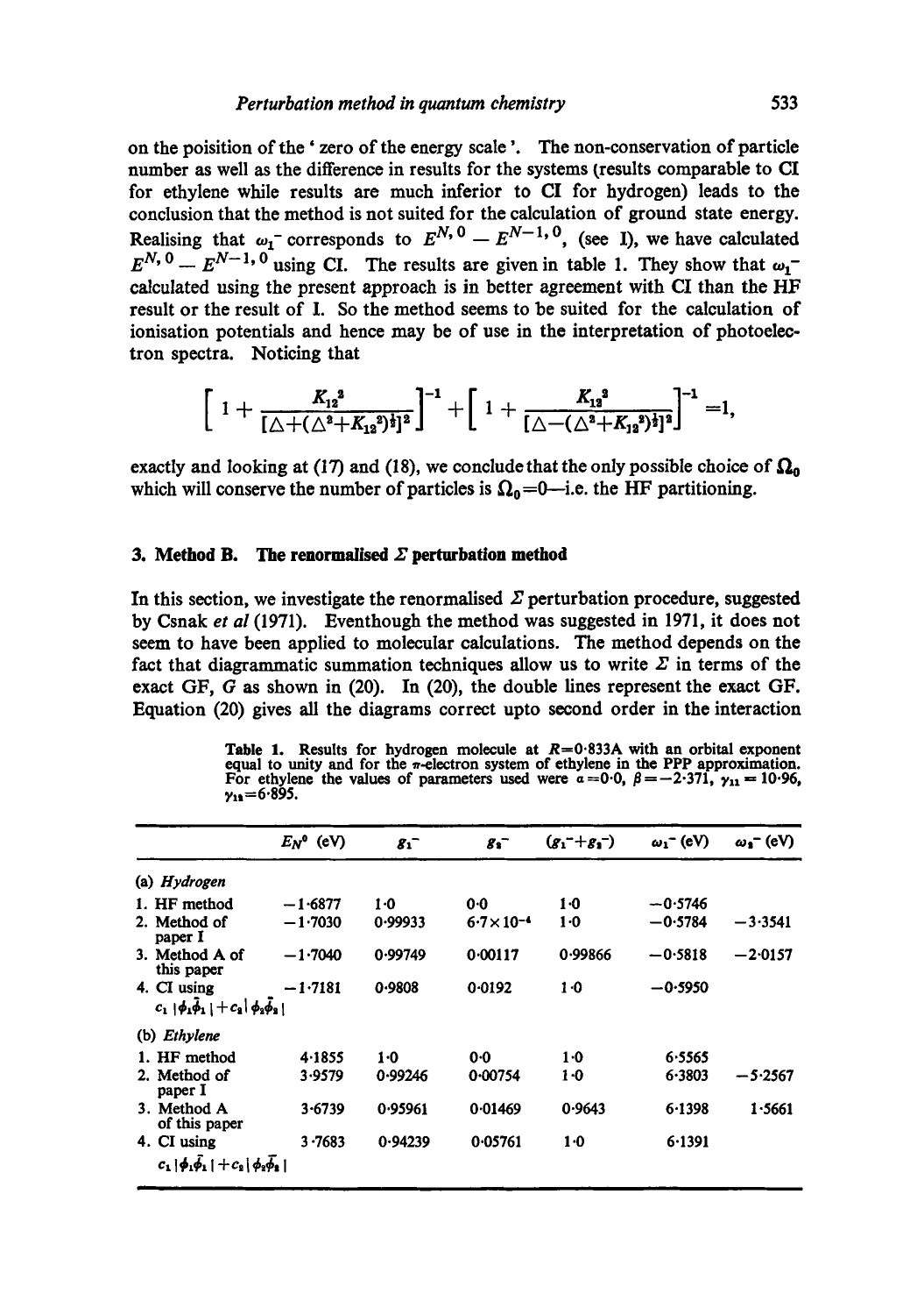on the poisition of the ' zero of the energy scale '. The non-conservation of particle number as well as the difference in results for the systems (results comparable to CI for ethylene while results are much inferior to CI for hydrogen) leads to the conclusion that the method is not suited for the calculation of ground state energy. Realising that $\omega_1^-$ corresponds to $E^{N,0} - E^{N-1,0}$, (see I), we have calculated $E^{N,0} - E^{N-1,0}$ using CI. The results are given in table 1. They show that $\omega_1^-$ calculated using the present approach is in better agreement with CI than the HF result or the result of I. So the method seems to be suited for the calculation of ionisation potentials and hence may be of use in the interpretation of photoelectron spectra. Noticing that

$$\left[1 + \frac{K_{12}^2}{[\Delta+(\Delta^2+K_{12}^2)^{\frac{1}{2}}]^2}\right]^{-1} + \left[1 + \frac{K_{12}^2}{[\Delta-(\Delta^2+K_{12}^2)^{\frac{1}{2}}]^2}\right]^{-1} = 1,$$

exactly and looking at (17) and (18), we conclude that the only possible choice of $\Omega_0$ which will conserve the number of particles is $\Omega_0 = 0$—i.e. the HF partitioning.

## 3. Method B. The renormalised $\Sigma$ perturbation method

In this section, we investigate the renormalised $\Sigma$ perturbation procedure, suggested by Csnak *et al* (1971). Eventhough the method was suggested in 1971, it does not seem to have been applied to molecular calculations. The method depends on the fact that diagrammatic summation techniques allow us to write $\Sigma$ in terms of the exact GF, $G$ as shown in (20). In (20), the double lines represent the exact GF. Equation (20) gives all the diagrams correct upto second order in the interaction

**Table 1.** Results for hydrogen molecule at $R=0{\cdot}833$A with an orbital exponent equal to unity and for the $\pi$-electron system of ethylene in the PPP approximation. For ethylene the values of parameters used were $\alpha=0{\cdot}0$, $\beta=-2{\cdot}371$, $\gamma_{11}=10{\cdot}96$, $\gamma_{12}=6{\cdot}895$.

| | $E_N^0$ (eV) | $g_1^-$ | $g_2^-$ | $(g_1^-+g_2^-)$ | $\omega_1^-$ (eV) | $\omega_2^-$ (eV) |
|---|---|---|---|---|---|---|
| (a) *Hydrogen* | | | | | | |
| 1. HF method | $-1{\cdot}6877$ | $1{\cdot}0$ | $0{\cdot}0$ | $1{\cdot}0$ | $-0{\cdot}5746$ | |
| 2. Method of paper I | $-1{\cdot}7030$ | $0{\cdot}99933$ | $6{\cdot}7\times10^{-4}$ | $1{\cdot}0$ | $-0{\cdot}5784$ | $-3{\cdot}3541$ |
| 3. Method A of this paper | $-1{\cdot}7040$ | $0{\cdot}99749$ | $0{\cdot}00117$ | $0{\cdot}99866$ | $-0{\cdot}5818$ | $-2{\cdot}0157$ |
| 4. CI using $c_1\lvert\phi_1\bar{\phi}_1\rvert+c_2\lvert\phi_2\bar{\phi}_2\rvert$ | $-1{\cdot}7181$ | $0{\cdot}9808$ | $0{\cdot}0192$ | $1{\cdot}0$ | $-0{\cdot}5950$ | |
| (b) *Ethylene* | | | | | | |
| 1. HF method | $4{\cdot}1855$ | $1{\cdot}0$ | $0{\cdot}0$ | $1{\cdot}0$ | $6{\cdot}5565$ | |
| 2. Method of paper I | $3{\cdot}9579$ | $0{\cdot}99246$ | $0{\cdot}00754$ | $1{\cdot}0$ | $6{\cdot}3803$ | $-5{\cdot}2567$ |
| 3. Method A of this paper | $3{\cdot}6739$ | $0{\cdot}95961$ | $0{\cdot}01469$ | $0{\cdot}9643$ | $6{\cdot}1398$ | $1{\cdot}5661$ |
| 4. CI using $c_1\lvert\phi_1\bar{\phi}_1\rvert+c_2\lvert\phi_2\bar{\phi}_2\rvert$ | $3{\cdot}7683$ | $0{\cdot}94239$ | $0{\cdot}05761$ | $1{\cdot}0$ | $6{\cdot}1391$ | |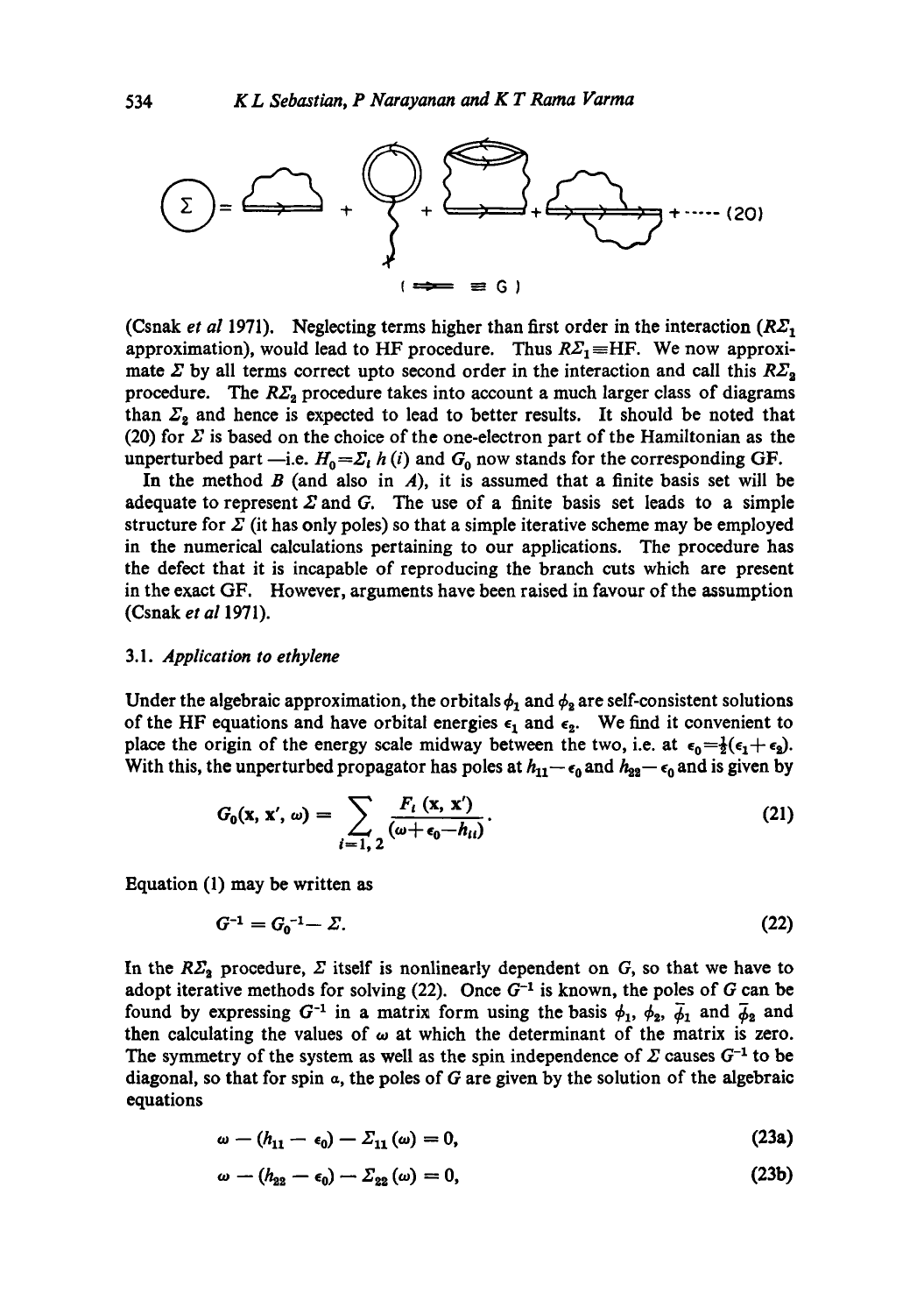$$\Sigma = \text{[Feynman diagrams]} + \cdots \quad (20)$$

$( \Longrightarrow \equiv G )$

(Csnak *et al* 1971). Neglecting terms higher than first order in the interaction ($R\Sigma_1$ approximation), would lead to HF procedure. Thus $R\Sigma_1 \equiv \text{HF}$. We now approximate $\Sigma$ by all terms correct upto second order in the interaction and call this $R\Sigma_2$ procedure. The $R\Sigma_2$ procedure takes into account a much larger class of diagrams than $\Sigma_2$ and hence is expected to lead to better results. It should be noted that (20) for $\Sigma$ is based on the choice of the one-electron part of the Hamiltonian as the unperturbed part —i.e. $H_0 = \Sigma_i h(i)$ and $G_0$ now stands for the corresponding GF.

In the method $B$ (and also in $A$), it is assumed that a finite basis set will be adequate to represent $\Sigma$ and $G$. The use of a finite basis set leads to a simple structure for $\Sigma$ (it has only poles) so that a simple iterative scheme may be employed in the numerical calculations pertaining to our applications. The procedure has the defect that it is incapable of reproducing the branch cuts which are present in the exact GF. However, arguments have been raised in favour of the assumption (Csnak *et al* 1971).

### 3.1. *Application to ethylene*

Under the algebraic approximation, the orbitals $\phi_1$ and $\phi_2$ are self-consistent solutions of the HF equations and have orbital energies $\epsilon_1$ and $\epsilon_2$. We find it convenient to place the origin of the energy scale midway between the two, i.e. at $\epsilon_0 = \frac{1}{2}(\epsilon_1 + \epsilon_2)$. With this, the unperturbed propagator has poles at $h_{11} - \epsilon_0$ and $h_{22} - \epsilon_0$ and is given by

$$G_0(\mathbf{x}, \mathbf{x}', \omega) = \sum_{i=1,2} \frac{F_i(\mathbf{x}, \mathbf{x}')}{(\omega + \epsilon_0 - h_{ii})}. \tag{21}$$

Equation (1) may be written as

$$G^{-1} = G_0^{-1} - \Sigma. \tag{22}$$

In the $R\Sigma_2$ procedure, $\Sigma$ itself is nonlinearly dependent on $G$, so that we have to adopt iterative methods for solving (22). Once $G^{-1}$ is known, the poles of $G$ can be found by expressing $G^{-1}$ in a matrix form using the basis $\phi_1$, $\phi_2$, $\bar{\phi}_1$ and $\bar{\phi}_2$ and then calculating the values of $\omega$ at which the determinant of the matrix is zero. The symmetry of the system as well as the spin independence of $\Sigma$ causes $G^{-1}$ to be diagonal, so that for spin $\alpha$, the poles of $G$ are given by the solution of the algebraic equations

$$\omega - (h_{11} - \epsilon_0) - \Sigma_{11}(\omega) = 0, \tag{23a}$$

$$\omega - (h_{22} - \epsilon_0) - \Sigma_{22}(\omega) = 0, \tag{23b}$$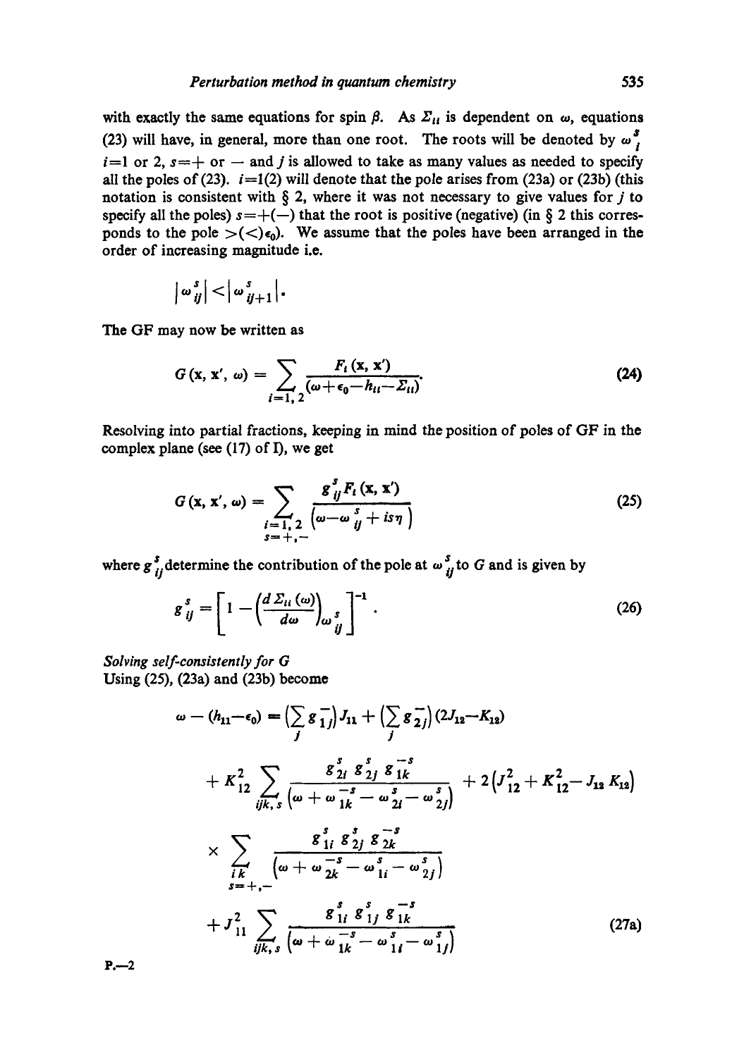with exactly the same equations for spin $\beta$. As $\Sigma_{ii}$ is dependent on $\omega$, equations (23) will have, in general, more than one root. The roots will be denoted by $\omega_i^s$ $i=1$ or 2, $s=+$ or $-$ and $j$ is allowed to take as many values as needed to specify all the poles of (23). $i=1(2)$ will denote that the pole arises from (23a) or (23b) (this notation is consistent with § 2, where it was not necessary to give values for $j$ to specify all the poles) $s=+(-)$ that the root is positive (negative) (in § 2 this corresponds to the pole $>(<)\epsilon_0$). We assume that the poles have been arranged in the order of increasing magnitude i.e.

$$|\omega_{ij}^s| < |\omega_{ij+1}^s|.$$

The GF may now be written as

$$G(\mathbf{x}, \mathbf{x}', \omega) = \sum_{i=1,2} \frac{F_i(\mathbf{x}, \mathbf{x}')}{(\omega + \epsilon_0 - h_{ii} - \Sigma_{ii})}. \tag{24}$$

Resolving into partial fractions, keeping in mind the position of poles of GF in the complex plane (see (17) of I), we get

$$G(\mathbf{x}, \mathbf{x}', \omega) = \sum_{\substack{i=1,2 \\ s=+,-}} \frac{g_{ij}^s F_i(\mathbf{x}, \mathbf{x}')}{\left(\omega - \omega_{ij}^s + is\eta\right)} \tag{25}$$

where $g_{ij}^s$ determine the contribution of the pole at $\omega_{ij}^s$ to $G$ and is given by

$$g_{ij}^s = \left[1 - \left(\frac{d\,\Sigma_{ii}(\omega)}{d\omega}\right)_{\omega_{ij}^s}\right]^{-1}. \tag{26}$$

*Solving self-consistently for G*

Using (25), (23a) and (23b) become

$$\begin{aligned}
\omega - (h_{11} - \epsilon_0) = {} & \Big(\sum_j g_{1j}^-\Big) J_{11} + \Big(\sum_j g_{2j}^-\Big)(2J_{12} - K_{12}) \\
& + K_{12}^2 \sum_{ijk,s} \frac{g_{2i}^s\, g_{2j}^s\, g_{1k}^{-s}}{\left(\omega + \omega_{1k}^{-s} - \omega_{2i}^s - \omega_{2j}^s\right)} + 2\left(J_{12}^2 + K_{12}^2 - J_{12}K_{12}\right) \\
& \times \sum_{\substack{ik \\ s=+,-}} \frac{g_{1i}^s\, g_{2j}^s\, g_{2k}^{-s}}{\left(\omega + \omega_{2k}^{-s} - \omega_{1i}^s - \omega_{2j}^s\right)} \\
& + J_{11}^2 \sum_{ijk,s} \frac{g_{1i}^s\, g_{1j}^s\, g_{1k}^{-s}}{\left(\omega + \omega_{1k}^{-s} - \omega_{1i}^s - \omega_{1j}^s\right)}
\end{aligned} \tag{27a}$$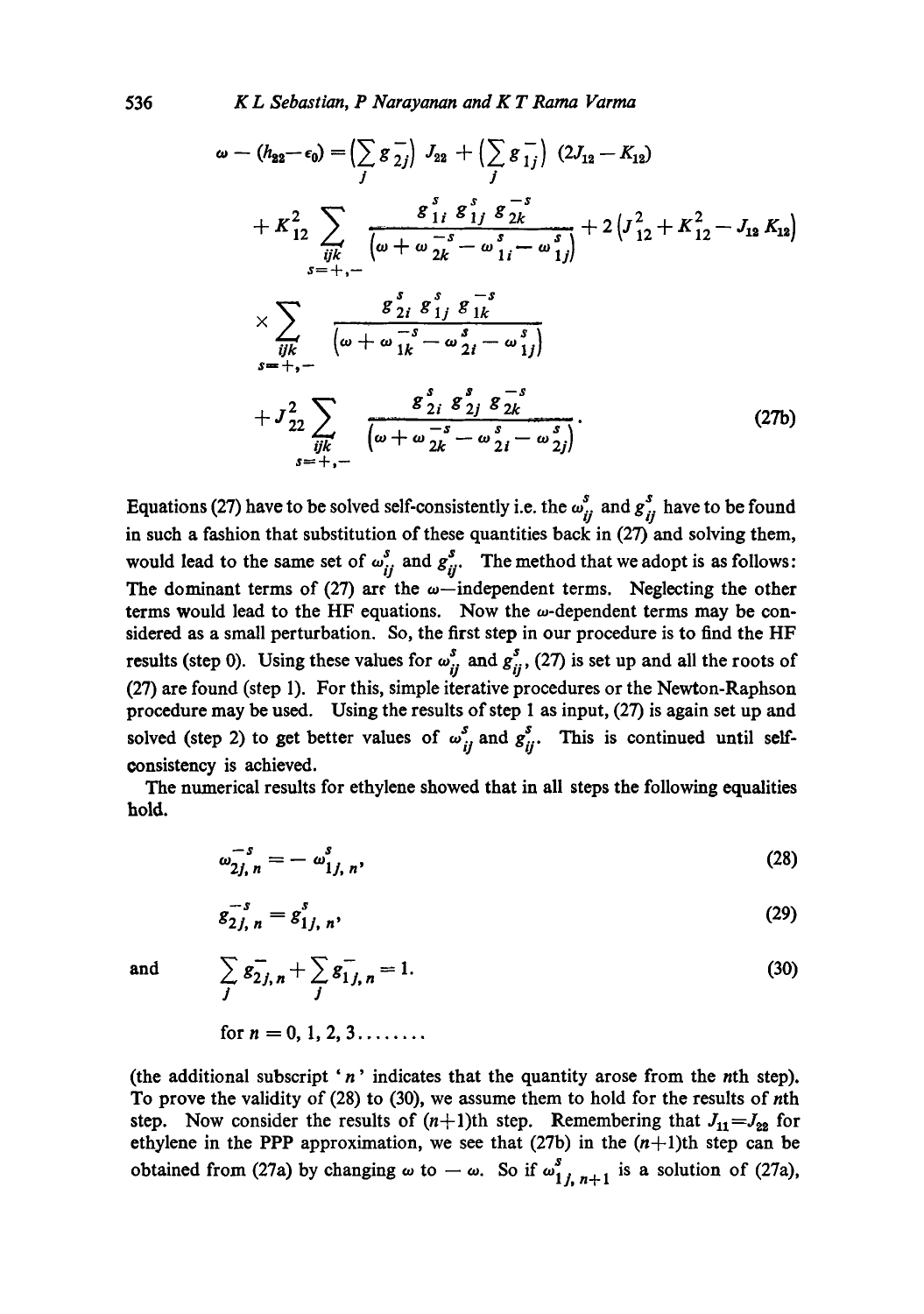$$
\begin{aligned}
\omega - (h_{22} - \epsilon_0) &= \left(\sum_j g_{2j}^{-}\right) J_{22} + \left(\sum_j g_{1j}^{-}\right) (2J_{12} - K_{12}) \\
&+ K_{12}^2 \sum_{\substack{ijk \\ s=+,-}} \frac{g_{1i}^{s}\, g_{1j}^{s}\, g_{2k}^{-s}}{\left(\omega + \omega_{2k}^{-s} - \omega_{1i}^{s} - \omega_{1j}^{s}\right)} + 2\left(J_{12}^2 + K_{12}^2 - J_{12} K_{12}\right) \\
&\times \sum_{\substack{ijk \\ s=+,-}} \frac{g_{2i}^{s}\, g_{1j}^{s}\, g_{1k}^{-s}}{\left(\omega + \omega_{1k}^{-s} - \omega_{2i}^{s} - \omega_{1j}^{s}\right)} \\
&+ J_{22}^2 \sum_{\substack{ijk \\ s=+,-}} \frac{g_{2i}^{s}\, g_{2j}^{s}\, g_{2k}^{-s}}{\left(\omega + \omega_{2k}^{-s} - \omega_{2i}^{s} - \omega_{2j}^{s}\right)}.
\end{aligned}
\tag{27b}
$$

Equations (27) have to be solved self-consistently i.e. the $\omega_{ij}^{s}$ and $g_{ij}^{s}$ have to be found in such a fashion that substitution of these quantities back in (27) and solving them, would lead to the same set of $\omega_{ij}^{s}$ and $g_{ij}^{s}$. The method that we adopt is as follows: The dominant terms of (27) are the $\omega$—independent terms. Neglecting the other terms would lead to the HF equations. Now the $\omega$-dependent terms may be considered as a small perturbation. So, the first step in our procedure is to find the HF results (step 0). Using these values for $\omega_{ij}^{s}$ and $g_{ij}^{s}$, (27) is set up and all the roots of (27) are found (step 1). For this, simple iterative procedures or the Newton-Raphson procedure may be used. Using the results of step 1 as input, (27) is again set up and solved (step 2) to get better values of $\omega_{ij}^{s}$ and $g_{ij}^{s}$. This is continued until self-consistency is achieved.

The numerical results for ethylene showed that in all steps the following equalities hold.

$$
\omega_{2j,\,n}^{-s} = -\,\omega_{1j,\,n}^{s}, \tag{28}
$$

$$
g_{2j,\,n}^{-s} = g_{1j,\,n}^{s}, \tag{29}
$$

and

$$
\sum_j g_{2j,n}^{-} + \sum_j g_{1j,n}^{-} = 1. \tag{30}
$$

for $n = 0, 1, 2, 3 \ldots\ldots..$

(the additional subscript '$n$' indicates that the quantity arose from the $n$th step). To prove the validity of (28) to (30), we assume them to hold for the results of $n$th step. Now consider the results of $(n+1)$th step. Remembering that $J_{11} = J_{22}$ for ethylene in the PPP approximation, we see that (27b) in the $(n+1)$th step can be obtained from (27a) by changing $\omega$ to $-\omega$. So if $\omega_{1j,\,n+1}^{s}$ is a solution of (27a),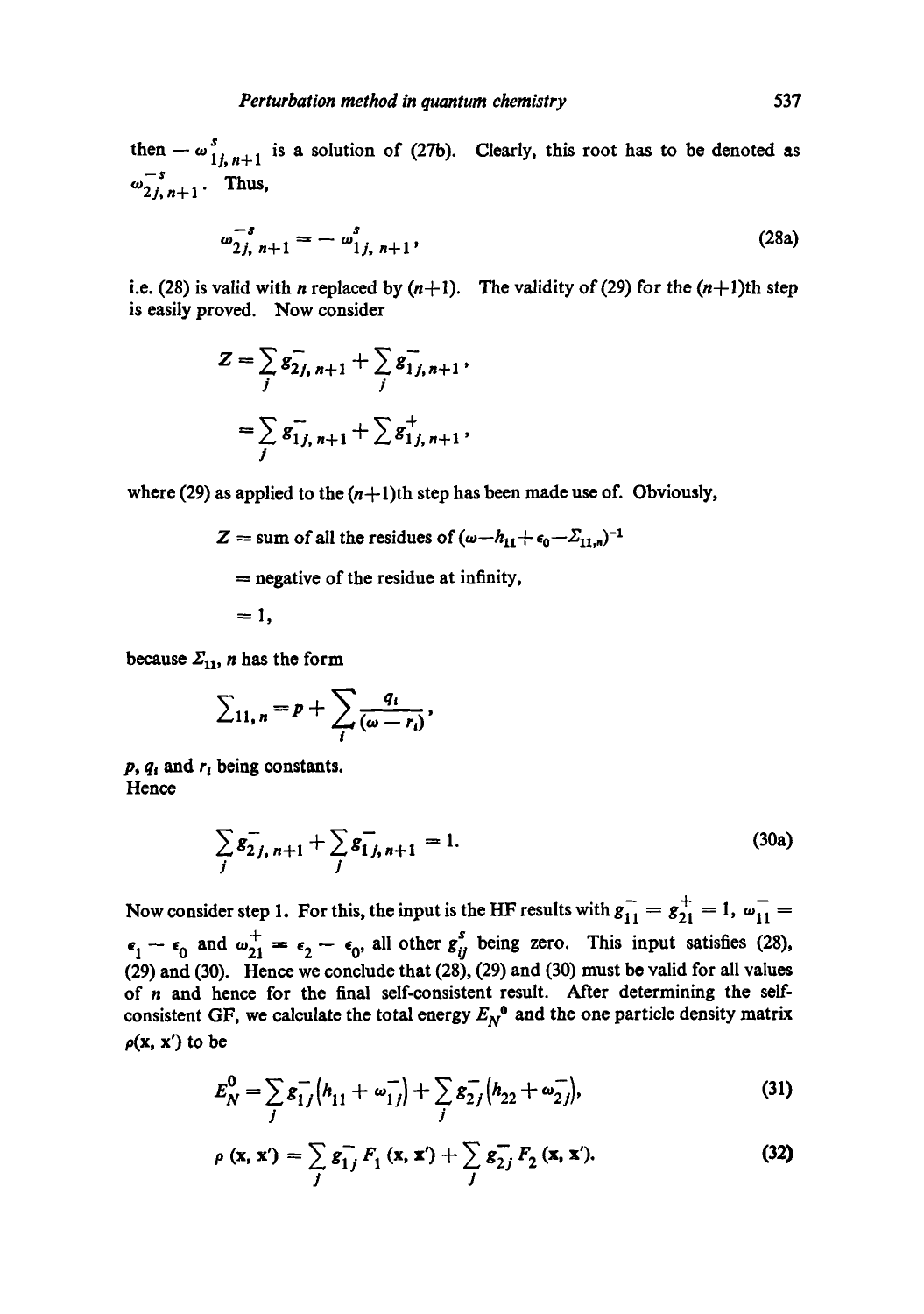then $-\omega^{s}_{1j,\,n+1}$ is a solution of (27b). Clearly, this root has to be denoted as $\omega^{-s}_{2j,\,n+1}$. Thus,

$$\omega^{-s}_{2j,\,n+1} = -\,\omega^{s}_{1j,\,n+1}, \tag{28a}$$

i.e. (28) is valid with $n$ replaced by $(n+1)$. The validity of (29) for the $(n+1)$th step is easily proved. Now consider

$$Z = \sum_j g^{-}_{2j,\,n+1} + \sum_j g^{-}_{1j,n+1},$$

$$= \sum_j g^{-}_{1j,\,n+1} + \sum g^{+}_{1j,\,n+1},$$

where (29) as applied to the $(n+1)$th step has been made use of. Obviously,

$Z$ = sum of all the residues of $(\omega - h_{11} + \epsilon_0 - \Sigma_{11,n})^{-1}$

= negative of the residue at infinity,

$= 1,$

because $\Sigma_{11}$, $n$ has the form

$$\sum\nolimits_{11,\,n} = p + \sum_i \frac{q_i}{(\omega - r_i)},$$

$p$, $q_i$ and $r_i$ being constants.
Hence

$$\sum_j g^{-}_{2j,\,n+1} + \sum_j g^{-}_{1j,\,n+1} = 1. \tag{30a}$$

Now consider step 1. For this, the input is the HF results with $g^{-}_{11} = g^{+}_{21} = 1$, $\omega^{-}_{11} = \epsilon_1 - \epsilon_0$ and $\omega^{+}_{21} = \epsilon_2 - \epsilon_0$, all other $g^{s}_{ij}$ being zero. This input satisfies (28), (29) and (30). Hence we conclude that (28), (29) and (30) must be valid for all values of $n$ and hence for the final self-consistent result. After determining the self-consistent GF, we calculate the total energy $E_N{}^0$ and the one particle density matrix $\rho(\mathbf{x}, \mathbf{x}')$ to be

$$E^{0}_{N} = \sum_j g^{-}_{1j}\left(h_{11} + \omega^{-}_{1j}\right) + \sum_j g^{-}_{2j}\left(h_{22} + \omega^{-}_{2j}\right), \tag{31}$$

$$\rho\,(\mathbf{x}, \mathbf{x}') = \sum_j g^{-}_{1j}\, F_1\,(\mathbf{x}, \mathbf{x}') + \sum_j g^{-}_{2j}\, F_2\,(\mathbf{x}, \mathbf{x}'). \tag{32}$$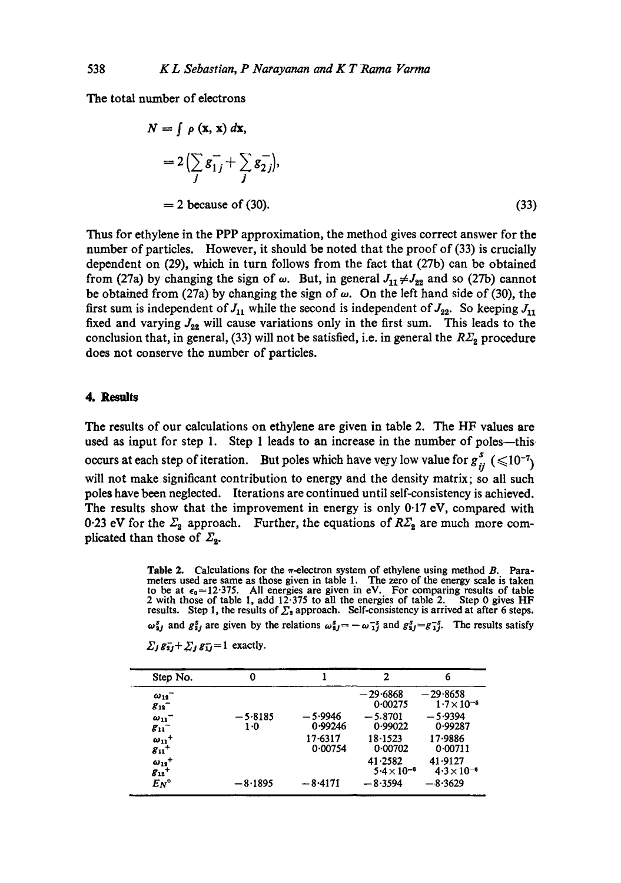The total number of electrons

$$
\begin{aligned}
N &= \int \rho(\mathbf{x}, \mathbf{x})\, d\mathbf{x}, \\
&= 2\Big(\sum_j g_{1j}^- + \sum_j g_{2j}^-\Big), \\
&= 2 \text{ because of (30).}
\end{aligned} \tag{33}
$$

Thus for ethylene in the PPP approximation, the method gives correct answer for the number of particles. However, it should be noted that the proof of (33) is crucially dependent on (29), which in turn follows from the fact that (27b) can be obtained from (27a) by changing the sign of $\omega$. But, in general $J_{11} \neq J_{22}$ and so (27b) cannot be obtained from (27a) by changing the sign of $\omega$. On the left hand side of (30), the first sum is independent of $J_{11}$ while the second is independent of $J_{22}$. So keeping $J_{11}$ fixed and varying $J_{22}$ will cause variations only in the first sum. This leads to the conclusion that, in general, (33) will not be satisfied, i.e. in general the $R\Sigma_2$ procedure does not conserve the number of particles.

## 4. Results

The results of our calculations on ethylene are given in table 2. The HF values are used as input for step 1. Step 1 leads to an increase in the number of poles—this occurs at each step of iteration. But poles which have very low value for $g_{ij}^s$ ($\leqslant 10^{-7}$) will not make significant contribution to energy and the density matrix; so all such poles have been neglected. Iterations are continued until self-consistency is achieved. The results show that the improvement in energy is only 0·17 eV, compared with 0·23 eV for the $\Sigma_2$ approach. Further, the equations of $R\Sigma_2$ are much more complicated than those of $\Sigma_2$.

**Table 2.** Calculations for the $\pi$-electron system of ethylene using method *B*. Parameters used are same as those given in table 1. The zero of the energy scale is taken to be at $\epsilon_0 = 12·375$. All energies are given in eV. For comparing results of table 2 with those of table 1, add 12·375 to all the energies of table 2. Step 0 gives HF results. Step 1, the results of $\Sigma_2$ approach. Self-consistency is arrived at after 6 steps. $\omega_{\bar{2}j}^s$ and $g_{\bar{2}j}^s$ are given by the relations $\omega_{\bar{2}j}^s = -\omega_{\bar{1}j}^{\bar{s}}$ and $g_{\bar{2}j}^s = g_{\bar{1}j}^{\bar{s}}$. The results satisfy $\sum_j g_{\bar{2}j}^- + \sum_j g_{\bar{1}j}^- = 1$ exactly.

| Step No. | 0 | 1 | 2 | 6 |
|---|---|---|---|---|
| $\omega_{12}^-$ | | | −29·6868 | −29·8658 |
| $g_{12}^-$ | | | 0·00275 | $1·7 \times 10^{-5}$ |
| $\omega_{11}^-$ | −5·8185 | −5·9946 | −5·8701 | −5·9394 |
| $g_{11}^-$ | 1·0 | 0·99246 | 0·99022 | 0·99287 |
| $\omega_{11}^+$ | | 17·6317 | 18·1523 | 17·9886 |
| $g_{11}^+$ | | 0·00754 | 0·00702 | 0·00711 |
| $\omega_{12}^+$ | | | 41·2582 | 41·9127 |
| $g_{12}^+$ | | | $5·4 \times 10^{-6}$ | $4·3 \times 10^{-6}$ |
| $E_N^0$ | −8·1895 | −8·4171 | −8·3594 | −8·3629 |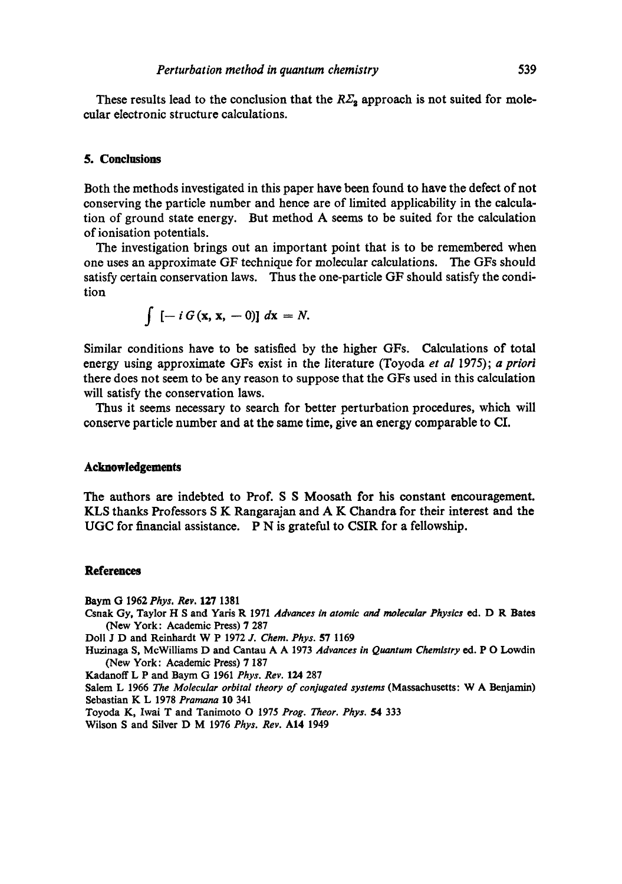These results lead to the conclusion that the $R\Sigma_2$ approach is not suited for molecular electronic structure calculations.

## 5. Conclusions

Both the methods investigated in this paper have been found to have the defect of not conserving the particle number and hence are of limited applicability in the calculation of ground state energy. But method A seems to be suited for the calculation of ionisation potentials.

The investigation brings out an important point that is to be remembered when one uses an approximate GF technique for molecular calculations. The GFs should satisfy certain conservation laws. Thus the one-particle GF should satisfy the condition

$$\int [-i\, G(\mathbf{x}, \mathbf{x}, -0)]\, d\mathbf{x} = N.$$

Similar conditions have to be satisfied by the higher GFs. Calculations of total energy using approximate GFs exist in the literature (Toyoda *et al* 1975); *a priori* there does not seem to be any reason to suppose that the GFs used in this calculation will satisfy the conservation laws.

Thus it seems necessary to search for better perturbation procedures, which will conserve particle number and at the same time, give an energy comparable to CI.

## Acknowledgements

The authors are indebted to Prof. S S Moosath for his constant encouragement. KLS thanks Professors S K Rangarajan and A K Chandra for their interest and the UGC for financial assistance. P N is grateful to CSIR for a fellowship.

## References

Baym G 1962 *Phys. Rev.* **127** 1381

Csnak Gy, Taylor H S and Yaris R 1971 *Advances in atomic and molecular Physics* ed. D R Bates (New York: Academic Press) 7 287

Doll J D and Reinhardt W P 1972 *J. Chem. Phys.* **57** 1169

Huzinaga S, McWilliams D and Cantau A A 1973 *Advances in Quantum Chemistry* ed. P O Lowdin (New York: Academic Press) 7 187

Kadanoff L P and Baym G 1961 *Phys. Rev.* **124** 287

Salem L 1966 *The Molecular orbital theory of conjugated systems* (Massachusetts: W A Benjamin)

Sebastian K L 1978 *Pramana* **10** 341

Toyoda K, Iwai T and Tanimoto O 1975 *Prog. Theor. Phys.* **54** 333

Wilson S and Silver D M 1976 *Phys. Rev.* **A14** 1949